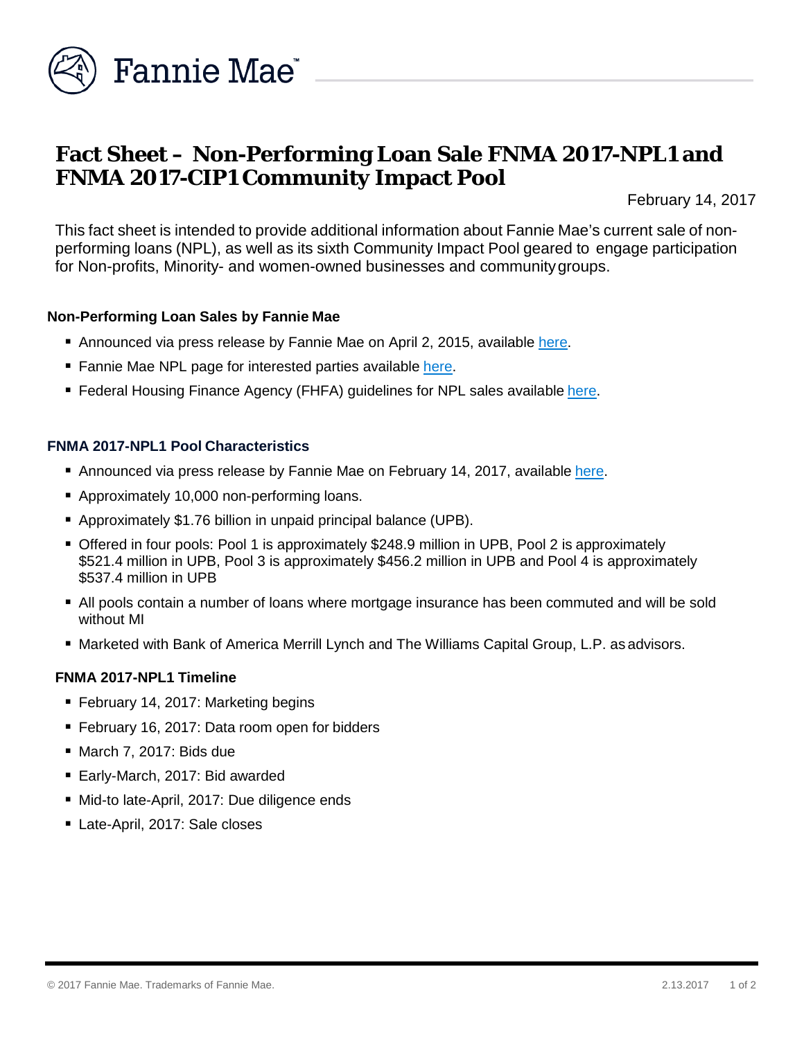# Fact Sheet – Non-Performing Loan Sale FNMA 2017-NPL1 and FNMA 2017-CIP1 Community Impact Pool

February 14, 2017

This fact sheet is intended to provide additional information about Fannie Mae's current sale of non-performing loans (NPL), as well as its sixth Community Impact Pool geared to engage participation for Non-profits, Minority- and women-owned businesses and community groups.

### Non-Performing Loan Sales by Fannie Mae

- Announced via press release by Fannie Mae on April 2, 2015, available here.
- Fannie Mae NPL page for interested parties available here.
- Federal Housing Finance Agency (FHFA) guidelines for NPL sales available here.

### FNMA 2017-NPL1 Pool Characteristics

- Announced via press release by Fannie Mae on February 14, 2017, available here.
- Approximately 10,000 non-performing loans.
- Approximately $1.76 billion in unpaid principal balance (UPB).
- Offered in four pools: Pool 1 is approximately $248.9 million in UPB, Pool 2 is approximately $521.4 million in UPB, Pool 3 is approximately $456.2 million in UPB and Pool 4 is approximately $537.4 million in UPB
- All pools contain a number of loans where mortgage insurance has been commuted and will be sold without MI
- Marketed with Bank of America Merrill Lynch and The Williams Capital Group, L.P. as advisors.

### FNMA 2017-NPL1 Timeline

- February 14, 2017: Marketing begins
- February 16, 2017: Data room open for bidders
- March 7, 2017: Bids due
- Early-March, 2017: Bid awarded
- Mid-to late-April, 2017: Due diligence ends
- Late-April, 2017: Sale closes

© 2017 Fannie Mae. Trademarks of Fannie Mae.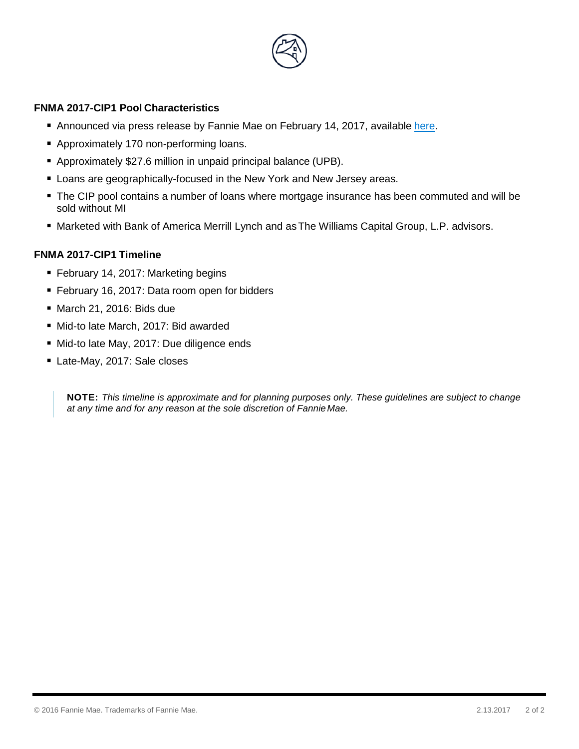## FNMA 2017-CIP1 Pool Characteristics

- Announced via press release by Fannie Mae on February 14, 2017, available [here](#).
- Approximately 170 non-performing loans.
- Approximately $27.6 million in unpaid principal balance (UPB).
- Loans are geographically-focused in the New York and New Jersey areas.
- The CIP pool contains a number of loans where mortgage insurance has been commuted and will be sold without MI
- Marketed with Bank of America Merrill Lynch and as The Williams Capital Group, L.P. advisors.

## FNMA 2017-CIP1 Timeline

- February 14, 2017: Marketing begins
- February 16, 2017: Data room open for bidders
- March 21, 2016: Bids due
- Mid-to late March, 2017: Bid awarded
- Mid-to late May, 2017: Due diligence ends
- Late-May, 2017: Sale closes

> **NOTE:** *This timeline is approximate and for planning purposes only. These guidelines are subject to change at any time and for any reason at the sole discretion of Fannie Mae.*

© 2016 Fannie Mae. Trademarks of Fannie Mae.